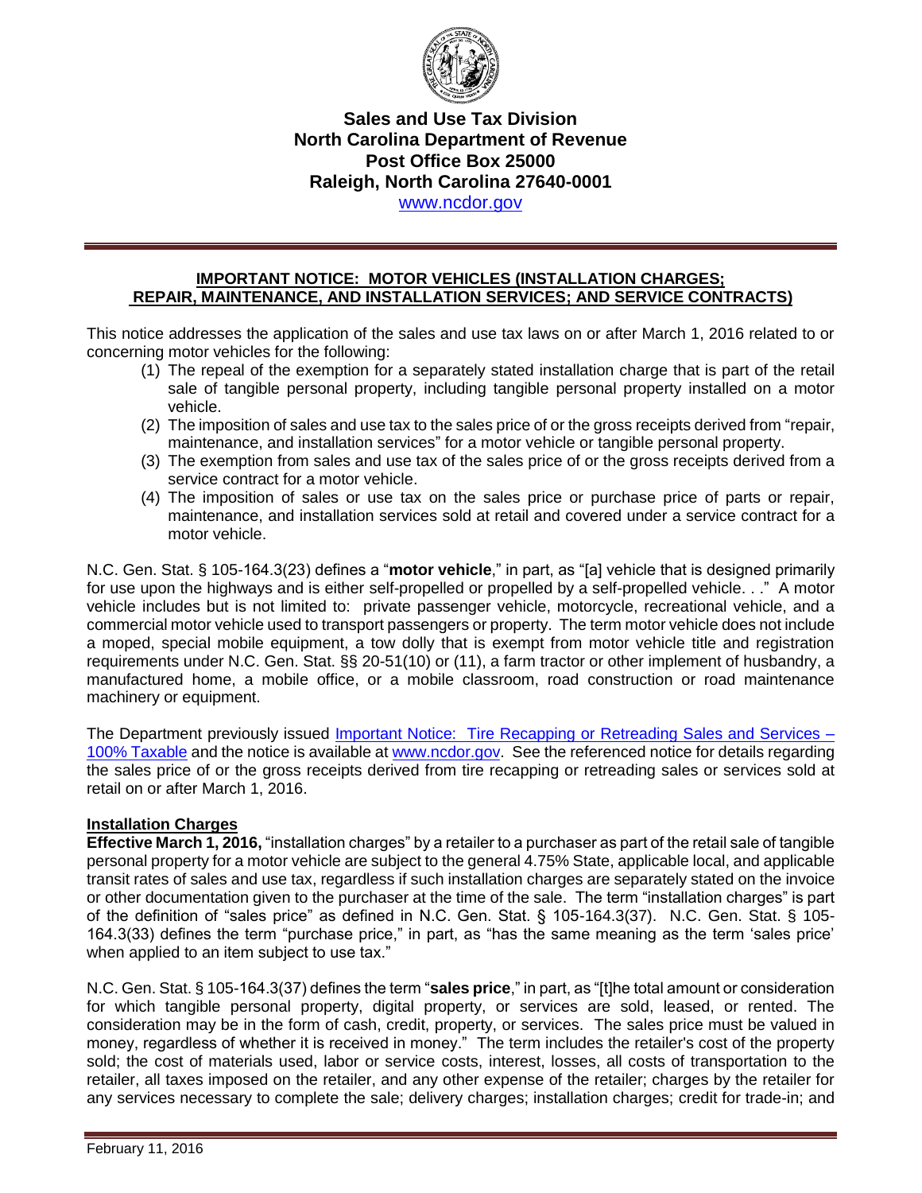**Sales and Use Tax Division**
**North Carolina Department of Revenue**
**Post Office Box 25000**
**Raleigh, North Carolina 27640-0001**
[www.ncdor.gov](http://www.ncdor.gov)

## IMPORTANT NOTICE: MOTOR VEHICLES (INSTALLATION CHARGES; REPAIR, MAINTENANCE, AND INSTALLATION SERVICES; AND SERVICE CONTRACTS)

This notice addresses the application of the sales and use tax laws on or after March 1, 2016 related to or concerning motor vehicles for the following:

1. The repeal of the exemption for a separately stated installation charge that is part of the retail sale of tangible personal property, including tangible personal property installed on a motor vehicle.
2. The imposition of sales and use tax to the sales price of or the gross receipts derived from "repair, maintenance, and installation services" for a motor vehicle or tangible personal property.
3. The exemption from sales and use tax of the sales price of or the gross receipts derived from a service contract for a motor vehicle.
4. The imposition of sales or use tax on the sales price or purchase price of parts or repair, maintenance, and installation services sold at retail and covered under a service contract for a motor vehicle.

N.C. Gen. Stat. § 105-164.3(23) defines a "**motor vehicle**," in part, as "[a] vehicle that is designed primarily for use upon the highways and is either self-propelled or propelled by a self-propelled vehicle. . ." A motor vehicle includes but is not limited to: private passenger vehicle, motorcycle, recreational vehicle, and a commercial motor vehicle used to transport passengers or property. The term motor vehicle does not include a moped, special mobile equipment, a tow dolly that is exempt from motor vehicle title and registration requirements under N.C. Gen. Stat. §§ 20-51(10) or (11), a farm tractor or other implement of husbandry, a manufactured home, a mobile office, or a mobile classroom, road construction or road maintenance machinery or equipment.

The Department previously issued Important Notice: Tire Recapping or Retreading Sales and Services – 100% Taxable and the notice is available at [www.ncdor.gov](http://www.ncdor.gov). See the referenced notice for details regarding the sales price of or the gross receipts derived from tire recapping or retreading sales or services sold at retail on or after March 1, 2016.

### Installation Charges

**Effective March 1, 2016,** "installation charges" by a retailer to a purchaser as part of the retail sale of tangible personal property for a motor vehicle are subject to the general 4.75% State, applicable local, and applicable transit rates of sales and use tax, regardless if such installation charges are separately stated on the invoice or other documentation given to the purchaser at the time of the sale. The term "installation charges" is part of the definition of "sales price" as defined in N.C. Gen. Stat. § 105-164.3(37). N.C. Gen. Stat. § 105-164.3(33) defines the term "purchase price," in part, as "has the same meaning as the term 'sales price' when applied to an item subject to use tax."

N.C. Gen. Stat. § 105-164.3(37) defines the term "**sales price**," in part, as "[t]he total amount or consideration for which tangible personal property, digital property, or services are sold, leased, or rented. The consideration may be in the form of cash, credit, property, or services. The sales price must be valued in money, regardless of whether it is received in money." The term includes the retailer's cost of the property sold; the cost of materials used, labor or service costs, interest, losses, all costs of transportation to the retailer, all taxes imposed on the retailer, and any other expense of the retailer; charges by the retailer for any services necessary to complete the sale; delivery charges; installation charges; credit for trade-in; and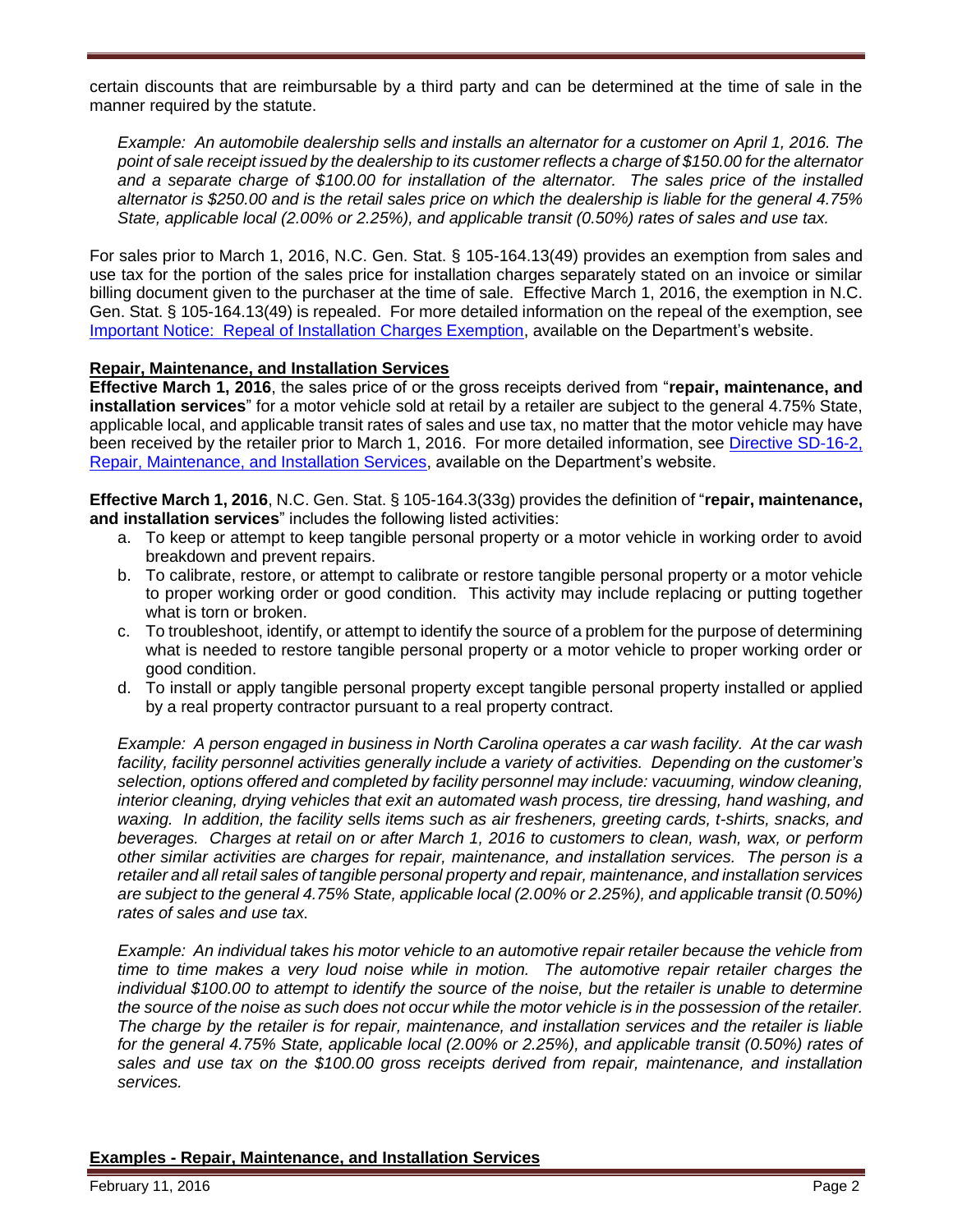certain discounts that are reimbursable by a third party and can be determined at the time of sale in the manner required by the statute.

*Example: An automobile dealership sells and installs an alternator for a customer on April 1, 2016. The point of sale receipt issued by the dealership to its customer reflects a charge of $150.00 for the alternator and a separate charge of $100.00 for installation of the alternator. The sales price of the installed alternator is $250.00 and is the retail sales price on which the dealership is liable for the general 4.75% State, applicable local (2.00% or 2.25%), and applicable transit (0.50%) rates of sales and use tax.*

For sales prior to March 1, 2016, N.C. Gen. Stat. § 105-164.13(49) provides an exemption from sales and use tax for the portion of the sales price for installation charges separately stated on an invoice or similar billing document given to the purchaser at the time of sale. Effective March 1, 2016, the exemption in N.C. Gen. Stat. § 105-164.13(49) is repealed. For more detailed information on the repeal of the exemption, see [Important Notice: Repeal of Installation Charges Exemption](), available on the Department's website.

## Repair, Maintenance, and Installation Services

**Effective March 1, 2016**, the sales price of or the gross receipts derived from "**repair, maintenance, and installation services**" for a motor vehicle sold at retail by a retailer are subject to the general 4.75% State, applicable local, and applicable transit rates of sales and use tax, no matter that the motor vehicle may have been received by the retailer prior to March 1, 2016. For more detailed information, see [Directive SD-16-2, Repair, Maintenance, and Installation Services](), available on the Department's website.

**Effective March 1, 2016**, N.C. Gen. Stat. § 105-164.3(33g) provides the definition of "**repair, maintenance, and installation services**" includes the following listed activities:

a. To keep or attempt to keep tangible personal property or a motor vehicle in working order to avoid breakdown and prevent repairs.
b. To calibrate, restore, or attempt to calibrate or restore tangible personal property or a motor vehicle to proper working order or good condition. This activity may include replacing or putting together what is torn or broken.
c. To troubleshoot, identify, or attempt to identify the source of a problem for the purpose of determining what is needed to restore tangible personal property or a motor vehicle to proper working order or good condition.
d. To install or apply tangible personal property except tangible personal property installed or applied by a real property contractor pursuant to a real property contract.

*Example: A person engaged in business in North Carolina operates a car wash facility. At the car wash facility, facility personnel activities generally include a variety of activities. Depending on the customer's selection, options offered and completed by facility personnel may include: vacuuming, window cleaning, interior cleaning, drying vehicles that exit an automated wash process, tire dressing, hand washing, and waxing. In addition, the facility sells items such as air fresheners, greeting cards, t-shirts, snacks, and beverages. Charges at retail on or after March 1, 2016 to customers to clean, wash, wax, or perform other similar activities are charges for repair, maintenance, and installation services. The person is a retailer and all retail sales of tangible personal property and repair, maintenance, and installation services are subject to the general 4.75% State, applicable local (2.00% or 2.25%), and applicable transit (0.50%) rates of sales and use tax.*

*Example: An individual takes his motor vehicle to an automotive repair retailer because the vehicle from time to time makes a very loud noise while in motion. The automotive repair retailer charges the individual $100.00 to attempt to identify the source of the noise, but the retailer is unable to determine the source of the noise as such does not occur while the motor vehicle is in the possession of the retailer. The charge by the retailer is for repair, maintenance, and installation services and the retailer is liable for the general 4.75% State, applicable local (2.00% or 2.25%), and applicable transit (0.50%) rates of sales and use tax on the $100.00 gross receipts derived from repair, maintenance, and installation services.*

## Examples - Repair, Maintenance, and Installation Services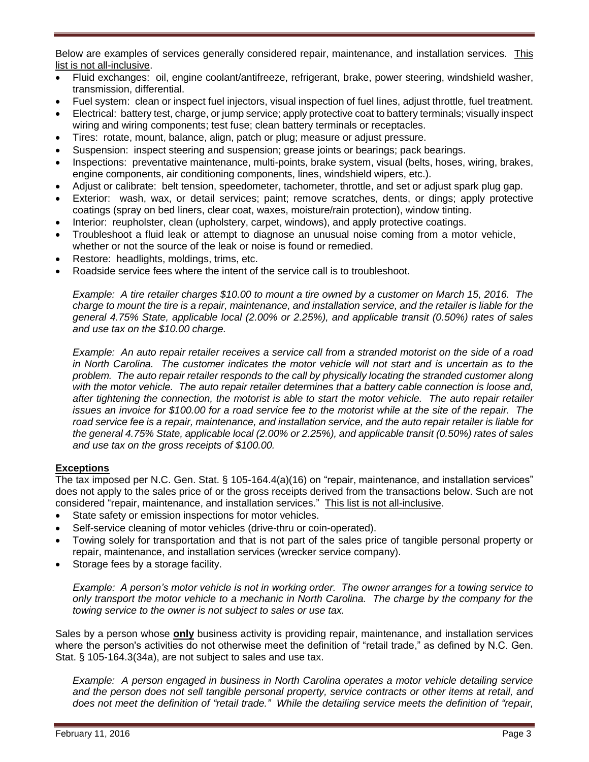Below are examples of services generally considered repair, maintenance, and installation services. <u>This list is not all-inclusive</u>.

- Fluid exchanges: oil, engine coolant/antifreeze, refrigerant, brake, power steering, windshield washer, transmission, differential.
- Fuel system: clean or inspect fuel injectors, visual inspection of fuel lines, adjust throttle, fuel treatment.
- Electrical: battery test, charge, or jump service; apply protective coat to battery terminals; visually inspect wiring and wiring components; test fuse; clean battery terminals or receptacles.
- Tires: rotate, mount, balance, align, patch or plug; measure or adjust pressure.
- Suspension: inspect steering and suspension; grease joints or bearings; pack bearings.
- Inspections: preventative maintenance, multi-points, brake system, visual (belts, hoses, wiring, brakes, engine components, air conditioning components, lines, windshield wipers, etc.).
- Adjust or calibrate: belt tension, speedometer, tachometer, throttle, and set or adjust spark plug gap.
- Exterior: wash, wax, or detail services; paint; remove scratches, dents, or dings; apply protective coatings (spray on bed liners, clear coat, waxes, moisture/rain protection), window tinting.
- Interior: reupholster, clean (upholstery, carpet, windows), and apply protective coatings.
- Troubleshoot a fluid leak or attempt to diagnose an unusual noise coming from a motor vehicle, whether or not the source of the leak or noise is found or remedied.
- Restore: headlights, moldings, trims, etc.
- Roadside service fees where the intent of the service call is to troubleshoot.

*Example: A tire retailer charges $10.00 to mount a tire owned by a customer on March 15, 2016. The charge to mount the tire is a repair, maintenance, and installation service, and the retailer is liable for the general 4.75% State, applicable local (2.00% or 2.25%), and applicable transit (0.50%) rates of sales and use tax on the $10.00 charge.*

*Example: An auto repair retailer receives a service call from a stranded motorist on the side of a road in North Carolina. The customer indicates the motor vehicle will not start and is uncertain as to the problem. The auto repair retailer responds to the call by physically locating the stranded customer along with the motor vehicle. The auto repair retailer determines that a battery cable connection is loose and, after tightening the connection, the motorist is able to start the motor vehicle. The auto repair retailer issues an invoice for $100.00 for a road service fee to the motorist while at the site of the repair. The road service fee is a repair, maintenance, and installation service, and the auto repair retailer is liable for the general 4.75% State, applicable local (2.00% or 2.25%), and applicable transit (0.50%) rates of sales and use tax on the gross receipts of $100.00.*

## Exceptions

The tax imposed per N.C. Gen. Stat. § 105-164.4(a)(16) on "repair, maintenance, and installation services" does not apply to the sales price of or the gross receipts derived from the transactions below. Such are not considered "repair, maintenance, and installation services." <u>This list is not all-inclusive</u>.

- State safety or emission inspections for motor vehicles.
- Self-service cleaning of motor vehicles (drive-thru or coin-operated).
- Towing solely for transportation and that is not part of the sales price of tangible personal property or repair, maintenance, and installation services (wrecker service company).
- Storage fees by a storage facility.

*Example: A person's motor vehicle is not in working order. The owner arranges for a towing service to only transport the motor vehicle to a mechanic in North Carolina. The charge by the company for the towing service to the owner is not subject to sales or use tax.*

Sales by a person whose **<u>only</u>** business activity is providing repair, maintenance, and installation services where the person's activities do not otherwise meet the definition of "retail trade," as defined by N.C. Gen. Stat. § 105-164.3(34a), are not subject to sales and use tax.

*Example: A person engaged in business in North Carolina operates a motor vehicle detailing service and the person does not sell tangible personal property, service contracts or other items at retail, and does not meet the definition of "retail trade." While the detailing service meets the definition of "repair,*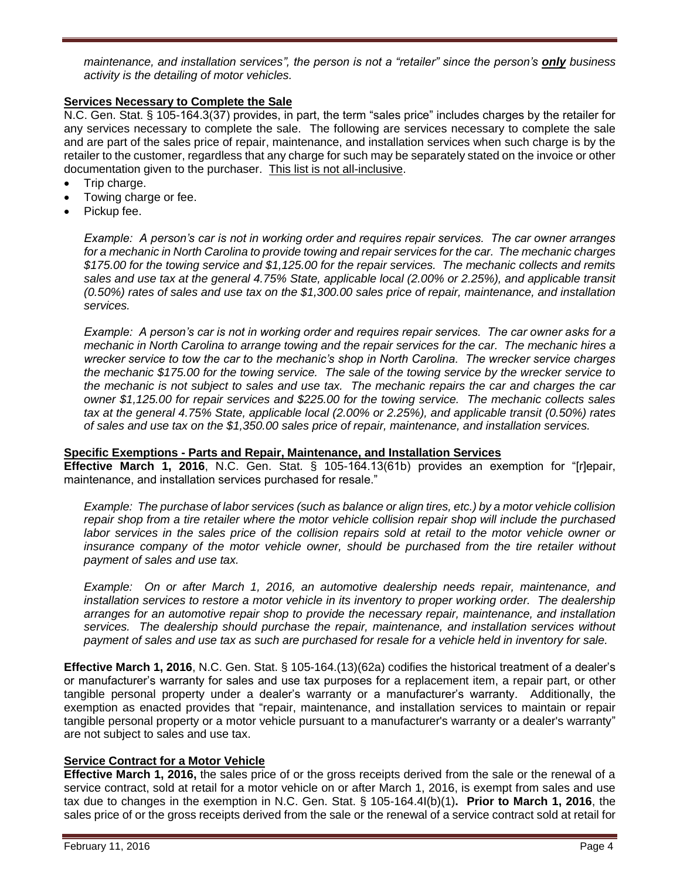*maintenance, and installation services", the person is not a "retailer" since the person's **only** business activity is the detailing of motor vehicles.*

**Services Necessary to Complete the Sale**

N.C. Gen. Stat. § 105-164.3(37) provides, in part, the term "sales price" includes charges by the retailer for any services necessary to complete the sale. The following are services necessary to complete the sale and are part of the sales price of repair, maintenance, and installation services when such charge is by the retailer to the customer, regardless that any charge for such may be separately stated on the invoice or other documentation given to the purchaser. This list is not all-inclusive.

- Trip charge.
- Towing charge or fee.
- Pickup fee.

*Example: A person's car is not in working order and requires repair services. The car owner arranges for a mechanic in North Carolina to provide towing and repair services for the car. The mechanic charges $175.00 for the towing service and $1,125.00 for the repair services. The mechanic collects and remits sales and use tax at the general 4.75% State, applicable local (2.00% or 2.25%), and applicable transit (0.50%) rates of sales and use tax on the $1,300.00 sales price of repair, maintenance, and installation services.*

*Example: A person's car is not in working order and requires repair services. The car owner asks for a mechanic in North Carolina to arrange towing and the repair services for the car. The mechanic hires a wrecker service to tow the car to the mechanic's shop in North Carolina. The wrecker service charges the mechanic $175.00 for the towing service. The sale of the towing service by the wrecker service to the mechanic is not subject to sales and use tax. The mechanic repairs the car and charges the car owner $1,125.00 for repair services and $225.00 for the towing service. The mechanic collects sales tax at the general 4.75% State, applicable local (2.00% or 2.25%), and applicable transit (0.50%) rates of sales and use tax on the $1,350.00 sales price of repair, maintenance, and installation services.*

**Specific Exemptions - Parts and Repair, Maintenance, and Installation Services**

**Effective March 1, 2016**, N.C. Gen. Stat. § 105-164.13(61b) provides an exemption for "[r]epair, maintenance, and installation services purchased for resale."

*Example: The purchase of labor services (such as balance or align tires, etc.) by a motor vehicle collision repair shop from a tire retailer where the motor vehicle collision repair shop will include the purchased labor services in the sales price of the collision repairs sold at retail to the motor vehicle owner or insurance company of the motor vehicle owner, should be purchased from the tire retailer without payment of sales and use tax.*

*Example: On or after March 1, 2016, an automotive dealership needs repair, maintenance, and installation services to restore a motor vehicle in its inventory to proper working order. The dealership arranges for an automotive repair shop to provide the necessary repair, maintenance, and installation services. The dealership should purchase the repair, maintenance, and installation services without payment of sales and use tax as such are purchased for resale for a vehicle held in inventory for sale.*

**Effective March 1, 2016**, N.C. Gen. Stat. § 105-164.(13)(62a) codifies the historical treatment of a dealer's or manufacturer's warranty for sales and use tax purposes for a replacement item, a repair part, or other tangible personal property under a dealer's warranty or a manufacturer's warranty. Additionally, the exemption as enacted provides that "repair, maintenance, and installation services to maintain or repair tangible personal property or a motor vehicle pursuant to a manufacturer's warranty or a dealer's warranty" are not subject to sales and use tax.

**Service Contract for a Motor Vehicle**

**Effective March 1, 2016,** the sales price of or the gross receipts derived from the sale or the renewal of a service contract, sold at retail for a motor vehicle on or after March 1, 2016, is exempt from sales and use tax due to changes in the exemption in N.C. Gen. Stat. § 105-164.4I(b)(1)**. Prior to March 1, 2016**, the sales price of or the gross receipts derived from the sale or the renewal of a service contract sold at retail for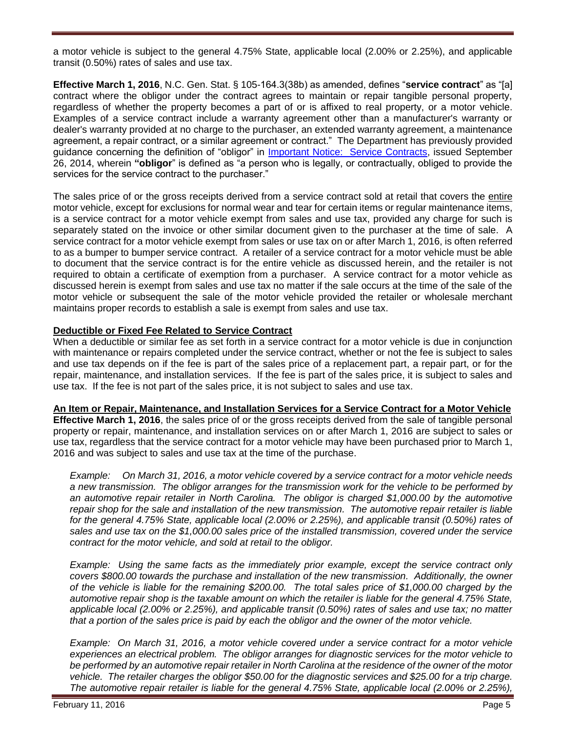a motor vehicle is subject to the general 4.75% State, applicable local (2.00% or 2.25%), and applicable transit (0.50%) rates of sales and use tax.

**Effective March 1, 2016**, N.C. Gen. Stat. § 105-164.3(38b) as amended, defines "**service contract**" as "[a] contract where the obligor under the contract agrees to maintain or repair tangible personal property, regardless of whether the property becomes a part of or is affixed to real property, or a motor vehicle. Examples of a service contract include a warranty agreement other than a manufacturer's warranty or dealer's warranty provided at no charge to the purchaser, an extended warranty agreement, a maintenance agreement, a repair contract, or a similar agreement or contract." The Department has previously provided guidance concerning the definition of "obligor" in [Important Notice: Service Contracts](), issued September 26, 2014, wherein **"obligor"** is defined as "a person who is legally, or contractually, obliged to provide the services for the service contract to the purchaser."

The sales price of or the gross receipts derived from a service contract sold at retail that covers the <u>entire</u> motor vehicle, except for exclusions for normal wear and tear for certain items or regular maintenance items, is a service contract for a motor vehicle exempt from sales and use tax, provided any charge for such is separately stated on the invoice or other similar document given to the purchaser at the time of sale. A service contract for a motor vehicle exempt from sales or use tax on or after March 1, 2016, is often referred to as a bumper to bumper service contract. A retailer of a service contract for a motor vehicle must be able to document that the service contract is for the entire vehicle as discussed herein, and the retailer is not required to obtain a certificate of exemption from a purchaser. A service contract for a motor vehicle as discussed herein is exempt from sales and use tax no matter if the sale occurs at the time of the sale of the motor vehicle or subsequent the sale of the motor vehicle provided the retailer or wholesale merchant maintains proper records to establish a sale is exempt from sales and use tax.

**<u>Deductible or Fixed Fee Related to Service Contract</u>**

When a deductible or similar fee as set forth in a service contract for a motor vehicle is due in conjunction with maintenance or repairs completed under the service contract, whether or not the fee is subject to sales and use tax depends on if the fee is part of the sales price of a replacement part, a repair part, or for the repair, maintenance, and installation services. If the fee is part of the sales price, it is subject to sales and use tax. If the fee is not part of the sales price, it is not subject to sales and use tax.

**<u>An Item or Repair, Maintenance, and Installation Services for a Service Contract for a Motor Vehicle</u>**

**Effective March 1, 2016**, the sales price of or the gross receipts derived from the sale of tangible personal property or repair, maintenance, and installation services on or after March 1, 2016 are subject to sales or use tax, regardless that the service contract for a motor vehicle may have been purchased prior to March 1, 2016 and was subject to sales and use tax at the time of the purchase.

*Example: On March 31, 2016, a motor vehicle covered by a service contract for a motor vehicle needs a new transmission. The obligor arranges for the transmission work for the vehicle to be performed by an automotive repair retailer in North Carolina. The obligor is charged $1,000.00 by the automotive repair shop for the sale and installation of the new transmission. The automotive repair retailer is liable for the general 4.75% State, applicable local (2.00% or 2.25%), and applicable transit (0.50%) rates of sales and use tax on the $1,000.00 sales price of the installed transmission, covered under the service contract for the motor vehicle, and sold at retail to the obligor.*

*Example: Using the same facts as the immediately prior example, except the service contract only covers $800.00 towards the purchase and installation of the new transmission. Additionally, the owner of the vehicle is liable for the remaining $200.00. The total sales price of $1,000.00 charged by the automotive repair shop is the taxable amount on which the retailer is liable for the general 4.75% State, applicable local (2.00% or 2.25%), and applicable transit (0.50%) rates of sales and use tax; no matter that a portion of the sales price is paid by each the obligor and the owner of the motor vehicle.*

*Example: On March 31, 2016, a motor vehicle covered under a service contract for a motor vehicle experiences an electrical problem. The obligor arranges for diagnostic services for the motor vehicle to be performed by an automotive repair retailer in North Carolina at the residence of the owner of the motor vehicle. The retailer charges the obligor $50.00 for the diagnostic services and $25.00 for a trip charge. The automotive repair retailer is liable for the general 4.75% State, applicable local (2.00% or 2.25%),*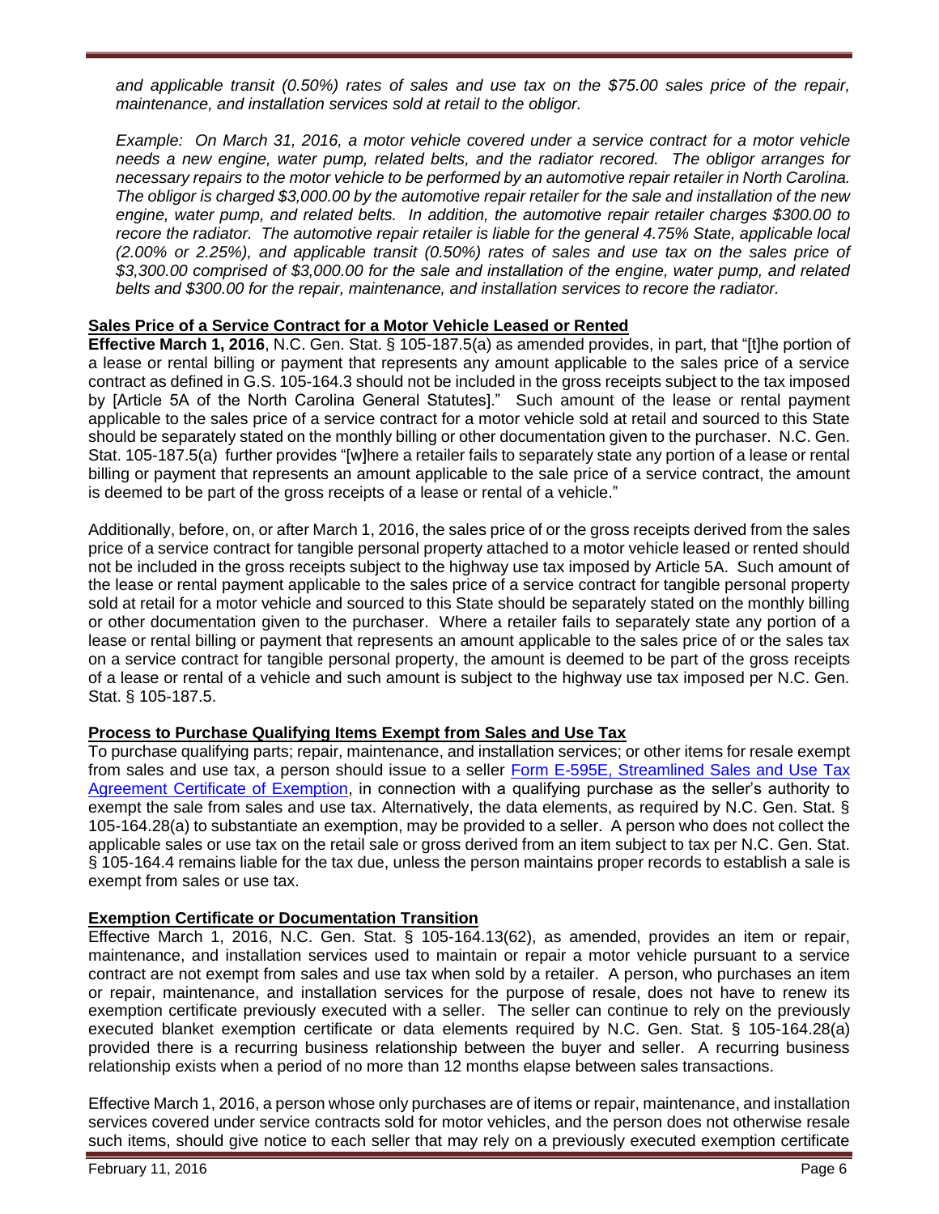*and applicable transit (0.50%) rates of sales and use tax on the $75.00 sales price of the repair, maintenance, and installation services sold at retail to the obligor.*

*Example: On March 31, 2016, a motor vehicle covered under a service contract for a motor vehicle needs a new engine, water pump, related belts, and the radiator recored. The obligor arranges for necessary repairs to the motor vehicle to be performed by an automotive repair retailer in North Carolina. The obligor is charged $3,000.00 by the automotive repair retailer for the sale and installation of the new engine, water pump, and related belts. In addition, the automotive repair retailer charges $300.00 to recore the radiator. The automotive repair retailer is liable for the general 4.75% State, applicable local (2.00% or 2.25%), and applicable transit (0.50%) rates of sales and use tax on the sales price of $3,300.00 comprised of $3,000.00 for the sale and installation of the engine, water pump, and related belts and $300.00 for the repair, maintenance, and installation services to recore the radiator.*

**Sales Price of a Service Contract for a Motor Vehicle Leased or Rented**

**Effective March 1, 2016**, N.C. Gen. Stat. § 105-187.5(a) as amended provides, in part, that "[t]he portion of a lease or rental billing or payment that represents any amount applicable to the sales price of a service contract as defined in G.S. 105-164.3 should not be included in the gross receipts subject to the tax imposed by [Article 5A of the North Carolina General Statutes]." Such amount of the lease or rental payment applicable to the sales price of a service contract for a motor vehicle sold at retail and sourced to this State should be separately stated on the monthly billing or other documentation given to the purchaser. N.C. Gen. Stat. 105-187.5(a) further provides "[w]here a retailer fails to separately state any portion of a lease or rental billing or payment that represents an amount applicable to the sale price of a service contract, the amount is deemed to be part of the gross receipts of a lease or rental of a vehicle."

Additionally, before, on, or after March 1, 2016, the sales price of or the gross receipts derived from the sales price of a service contract for tangible personal property attached to a motor vehicle leased or rented should not be included in the gross receipts subject to the highway use tax imposed by Article 5A. Such amount of the lease or rental payment applicable to the sales price of a service contract for tangible personal property sold at retail for a motor vehicle and sourced to this State should be separately stated on the monthly billing or other documentation given to the purchaser. Where a retailer fails to separately state any portion of a lease or rental billing or payment that represents an amount applicable to the sales price of or the sales tax on a service contract for tangible personal property, the amount is deemed to be part of the gross receipts of a lease or rental of a vehicle and such amount is subject to the highway use tax imposed per N.C. Gen. Stat. § 105-187.5.

**Process to Purchase Qualifying Items Exempt from Sales and Use Tax**

To purchase qualifying parts; repair, maintenance, and installation services; or other items for resale exempt from sales and use tax, a person should issue to a seller Form E-595E, Streamlined Sales and Use Tax Agreement Certificate of Exemption, in connection with a qualifying purchase as the seller's authority to exempt the sale from sales and use tax. Alternatively, the data elements, as required by N.C. Gen. Stat. § 105-164.28(a) to substantiate an exemption, may be provided to a seller. A person who does not collect the applicable sales or use tax on the retail sale or gross derived from an item subject to tax per N.C. Gen. Stat. § 105-164.4 remains liable for the tax due, unless the person maintains proper records to establish a sale is exempt from sales or use tax.

**Exemption Certificate or Documentation Transition**

Effective March 1, 2016, N.C. Gen. Stat. § 105-164.13(62), as amended, provides an item or repair, maintenance, and installation services used to maintain or repair a motor vehicle pursuant to a service contract are not exempt from sales and use tax when sold by a retailer. A person, who purchases an item or repair, maintenance, and installation services for the purpose of resale, does not have to renew its exemption certificate previously executed with a seller. The seller can continue to rely on the previously executed blanket exemption certificate or data elements required by N.C. Gen. Stat. § 105-164.28(a) provided there is a recurring business relationship between the buyer and seller. A recurring business relationship exists when a period of no more than 12 months elapse between sales transactions.

Effective March 1, 2016, a person whose only purchases are of items or repair, maintenance, and installation services covered under service contracts sold for motor vehicles, and the person does not otherwise resale such items, should give notice to each seller that may rely on a previously executed exemption certificate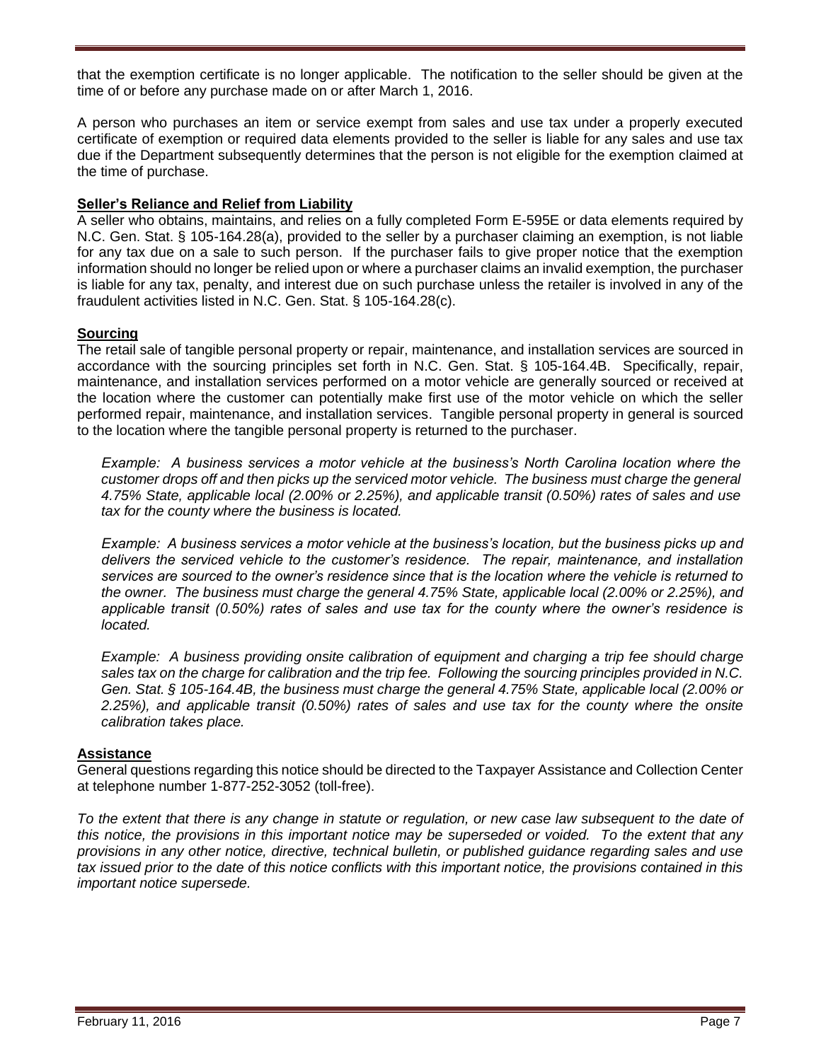that the exemption certificate is no longer applicable. The notification to the seller should be given at the time of or before any purchase made on or after March 1, 2016.

A person who purchases an item or service exempt from sales and use tax under a properly executed certificate of exemption or required data elements provided to the seller is liable for any sales and use tax due if the Department subsequently determines that the person is not eligible for the exemption claimed at the time of purchase.

**Seller's Reliance and Relief from Liability**

A seller who obtains, maintains, and relies on a fully completed Form E-595E or data elements required by N.C. Gen. Stat. § 105-164.28(a), provided to the seller by a purchaser claiming an exemption, is not liable for any tax due on a sale to such person. If the purchaser fails to give proper notice that the exemption information should no longer be relied upon or where a purchaser claims an invalid exemption, the purchaser is liable for any tax, penalty, and interest due on such purchase unless the retailer is involved in any of the fraudulent activities listed in N.C. Gen. Stat. § 105-164.28(c).

**Sourcing**

The retail sale of tangible personal property or repair, maintenance, and installation services are sourced in accordance with the sourcing principles set forth in N.C. Gen. Stat. § 105-164.4B. Specifically, repair, maintenance, and installation services performed on a motor vehicle are generally sourced or received at the location where the customer can potentially make first use of the motor vehicle on which the seller performed repair, maintenance, and installation services. Tangible personal property in general is sourced to the location where the tangible personal property is returned to the purchaser.

*Example: A business services a motor vehicle at the business's North Carolina location where the customer drops off and then picks up the serviced motor vehicle. The business must charge the general 4.75% State, applicable local (2.00% or 2.25%), and applicable transit (0.50%) rates of sales and use tax for the county where the business is located.*

*Example: A business services a motor vehicle at the business's location, but the business picks up and delivers the serviced vehicle to the customer's residence. The repair, maintenance, and installation services are sourced to the owner's residence since that is the location where the vehicle is returned to the owner. The business must charge the general 4.75% State, applicable local (2.00% or 2.25%), and applicable transit (0.50%) rates of sales and use tax for the county where the owner's residence is located.*

*Example: A business providing onsite calibration of equipment and charging a trip fee should charge sales tax on the charge for calibration and the trip fee. Following the sourcing principles provided in N.C. Gen. Stat. § 105-164.4B, the business must charge the general 4.75% State, applicable local (2.00% or 2.25%), and applicable transit (0.50%) rates of sales and use tax for the county where the onsite calibration takes place.*

**Assistance**

General questions regarding this notice should be directed to the Taxpayer Assistance and Collection Center at telephone number 1-877-252-3052 (toll-free).

*To the extent that there is any change in statute or regulation, or new case law subsequent to the date of this notice, the provisions in this important notice may be superseded or voided. To the extent that any provisions in any other notice, directive, technical bulletin, or published guidance regarding sales and use tax issued prior to the date of this notice conflicts with this important notice, the provisions contained in this important notice supersede.*